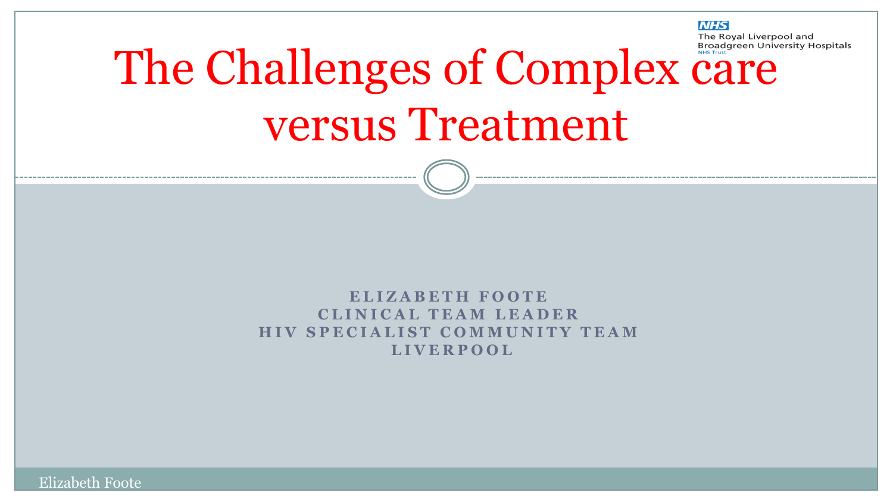The Royal Liverpool and Broadgreen University Hospitals NHS Trust

# The Challenges of Complex care versus Treatment

**ELIZABETH FOOTE**
**CLINICAL TEAM LEADER**
**HIV SPECIALIST COMMUNITY TEAM**
**LIVERPOOL**

Elizabeth Foote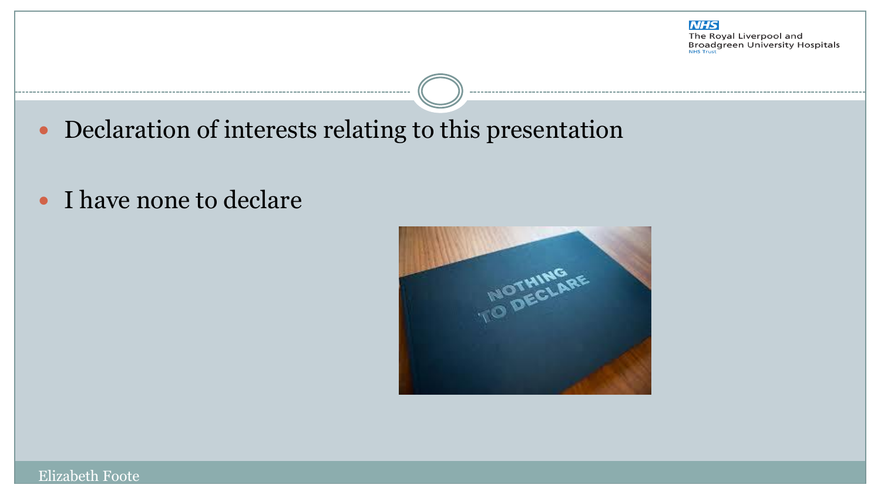- Declaration of interests relating to this presentation

- I have none to declare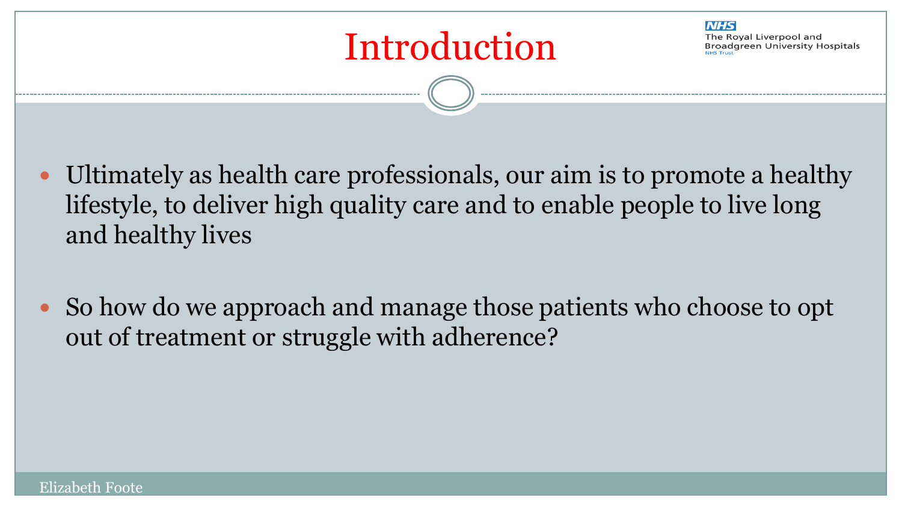# Introduction

- Ultimately as health care professionals, our aim is to promote a healthy lifestyle, to deliver high quality care and to enable people to live long and healthy lives

- So how do we approach and manage those patients who choose to opt out of treatment or struggle with adherence?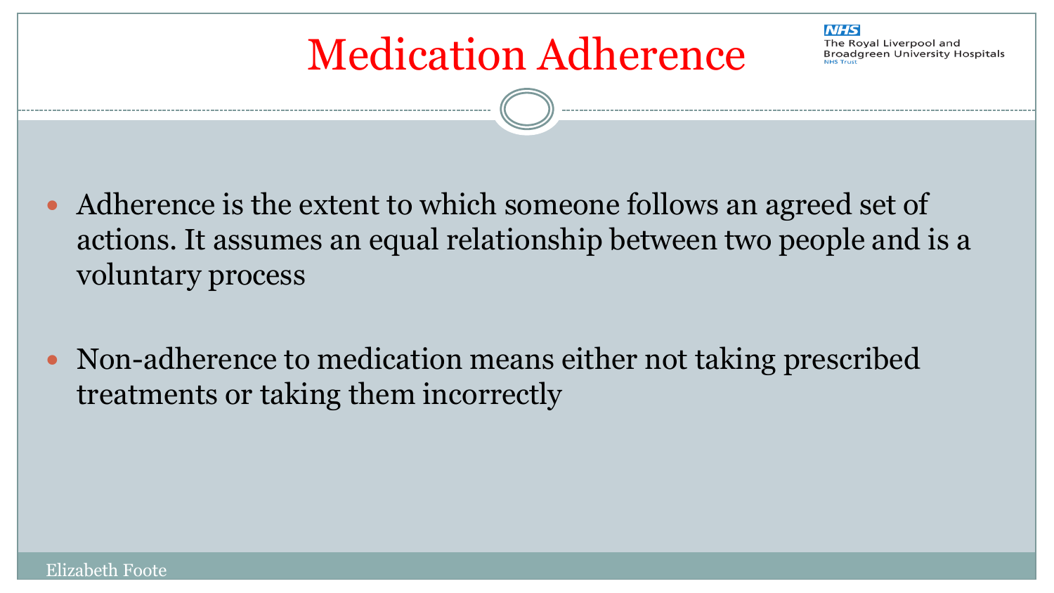# Medication Adherence

- Adherence is the extent to which someone follows an agreed set of actions. It assumes an equal relationship between two people and is a voluntary process
- Non-adherence to medication means either not taking prescribed treatments or taking them incorrectly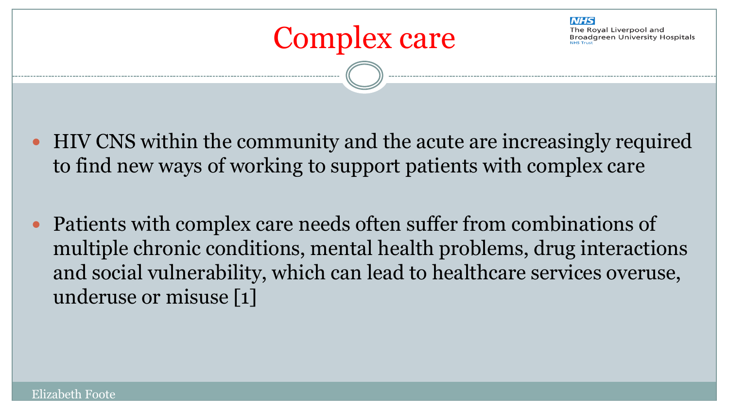# Complex care

- HIV CNS within the community and the acute are increasingly required to find new ways of working to support patients with complex care
- Patients with complex care needs often suffer from combinations of multiple chronic conditions, mental health problems, drug interactions and social vulnerability, which can lead to healthcare services overuse, underuse or misuse [1]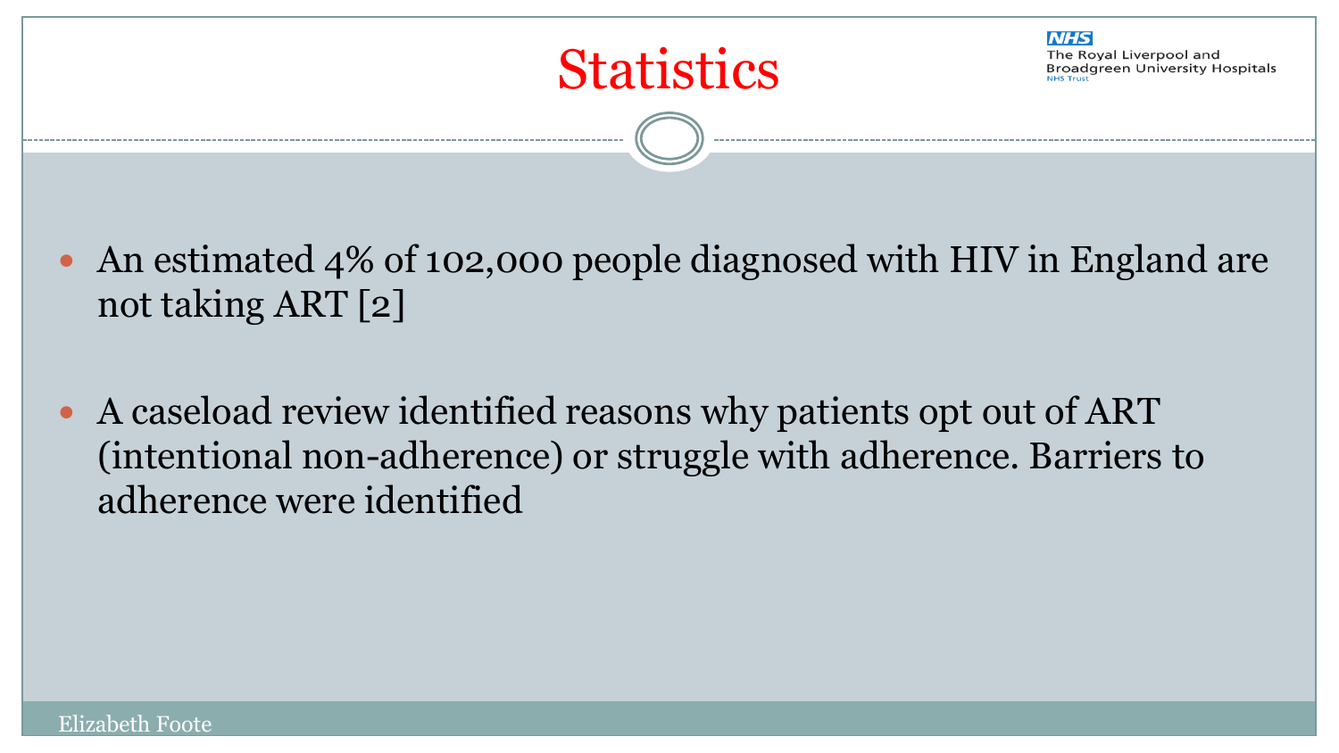# Statistics

- An estimated 4% of 102,000 people diagnosed with HIV in England are not taking ART [2]
- A caseload review identified reasons why patients opt out of ART (intentional non-adherence) or struggle with adherence. Barriers to adherence were identified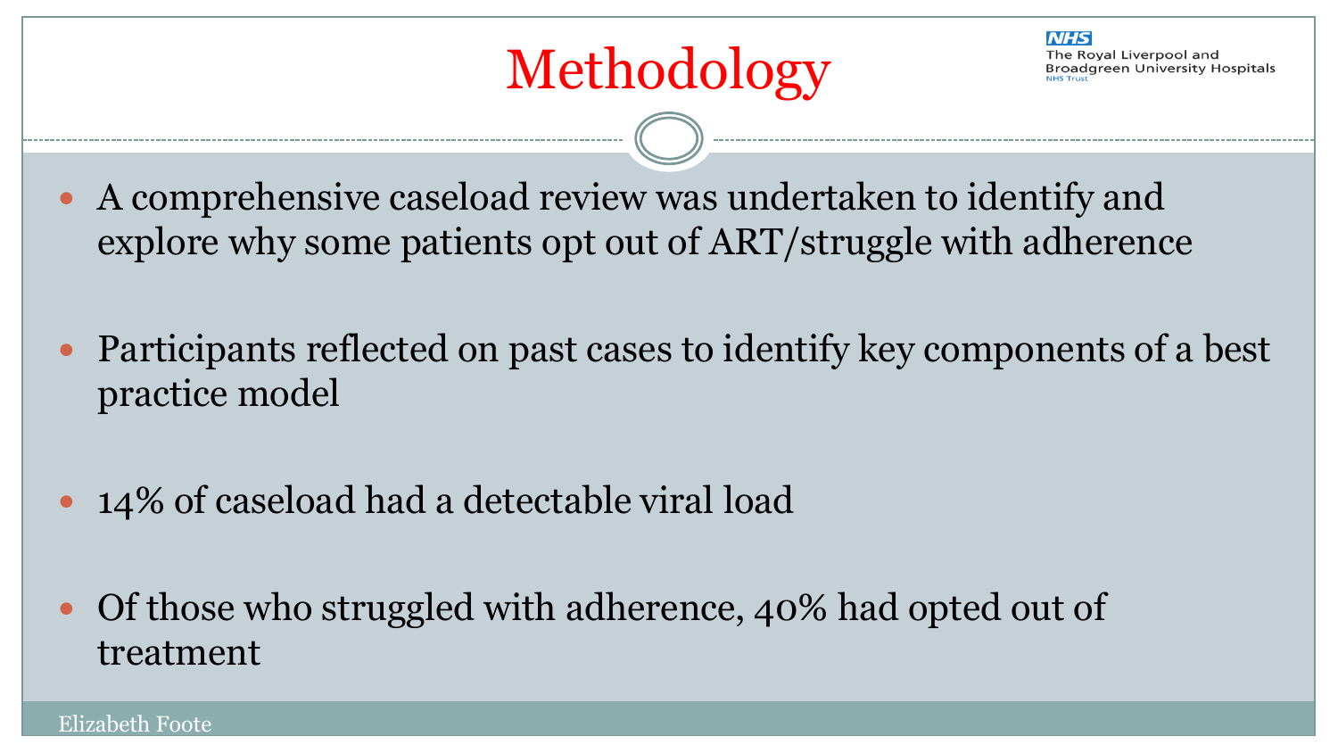# Methodology

- A comprehensive caseload review was undertaken to identify and explore why some patients opt out of ART/struggle with adherence
- Participants reflected on past cases to identify key components of a best practice model
- 14% of caseload had a detectable viral load
- Of those who struggled with adherence, 40% had opted out of treatment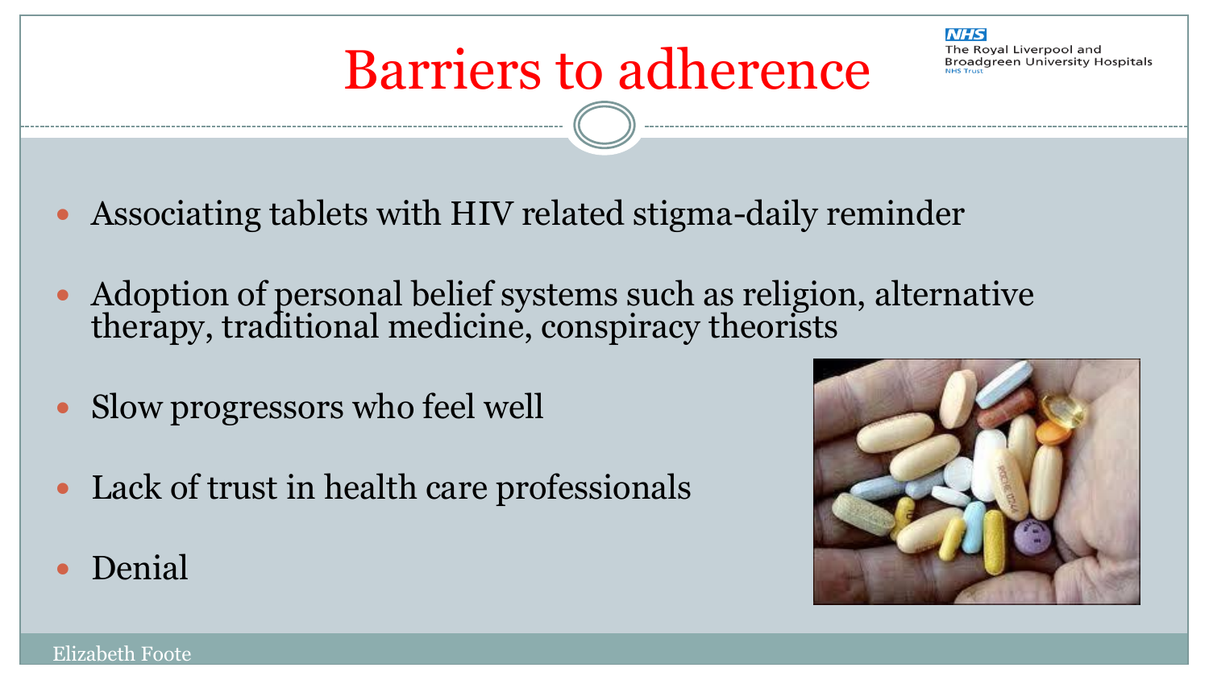# Barriers to adherence

- Associating tablets with HIV related stigma-daily reminder
- Adoption of personal belief systems such as religion, alternative therapy, traditional medicine, conspiracy theorists
- Slow progressors who feel well
- Lack of trust in health care professionals
- Denial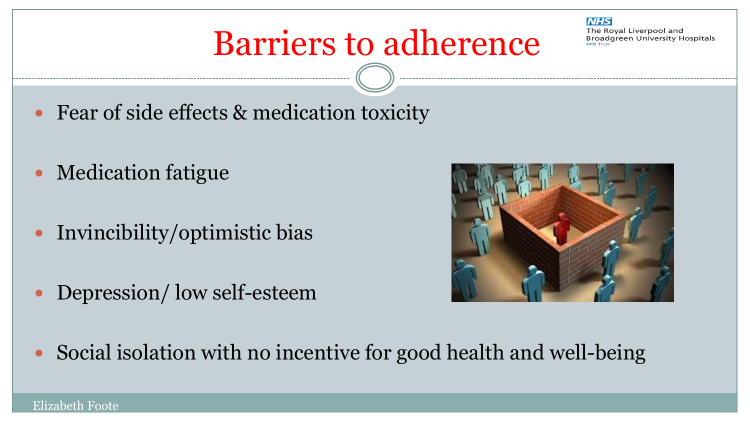# Barriers to adherence

- Fear of side effects & medication toxicity
- Medication fatigue
- Invincibility/optimistic bias
- Depression/ low self-esteem
- Social isolation with no incentive for good health and well-being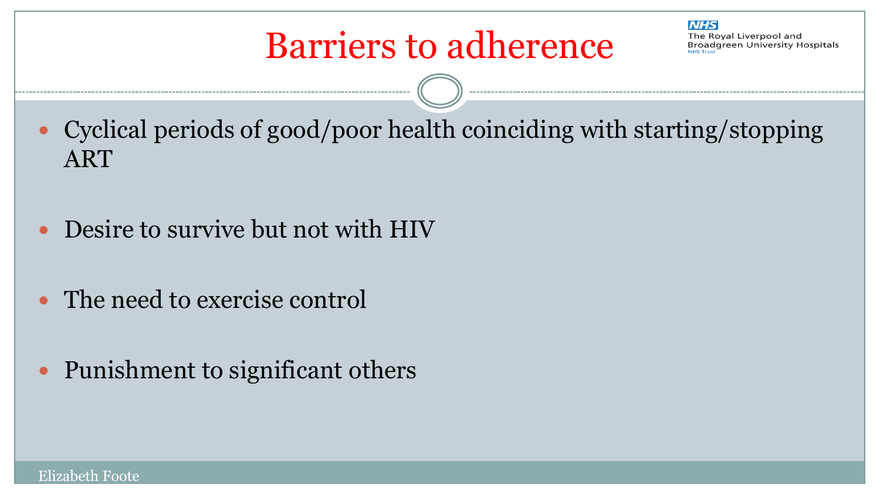# Barriers to adherence

- Cyclical periods of good/poor health coinciding with starting/stopping ART
- Desire to survive but not with HIV
- The need to exercise control
- Punishment to significant others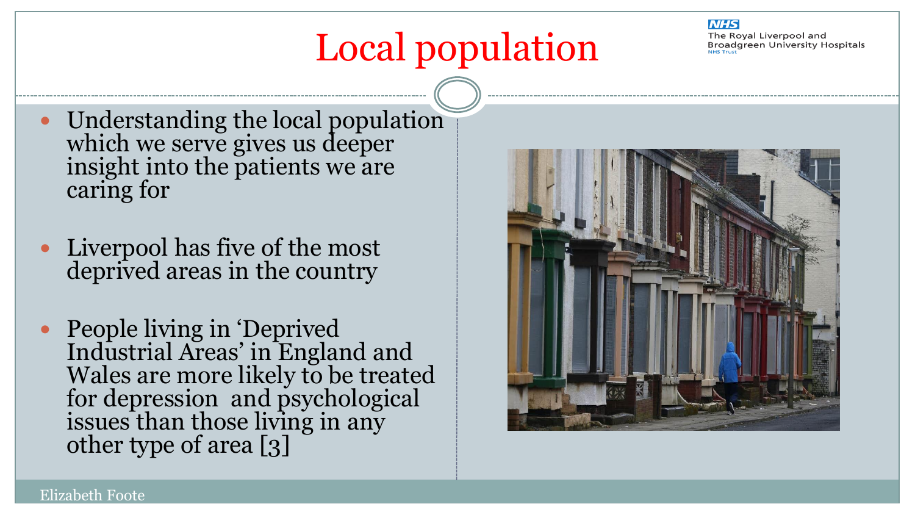# Local population

- Understanding the local population which we serve gives us deeper insight into the patients we are caring for
- Liverpool has five of the most deprived areas in the country
- People living in 'Deprived Industrial Areas' in England and Wales are more likely to be treated for depression and psychological issues than those living in any other type of area [3]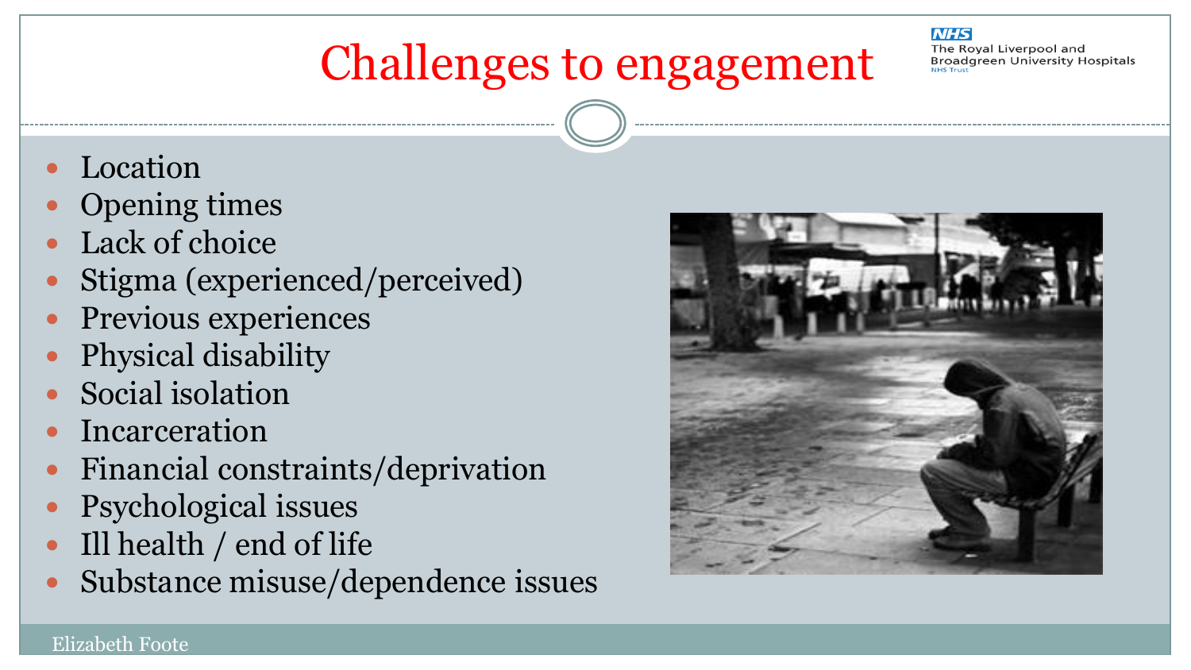# Challenges to engagement

- Location
- Opening times
- Lack of choice
- Stigma (experienced/perceived)
- Previous experiences
- Physical disability
- Social isolation
- Incarceration
- Financial constraints/deprivation
- Psychological issues
- Ill health / end of life
- Substance misuse/dependence issues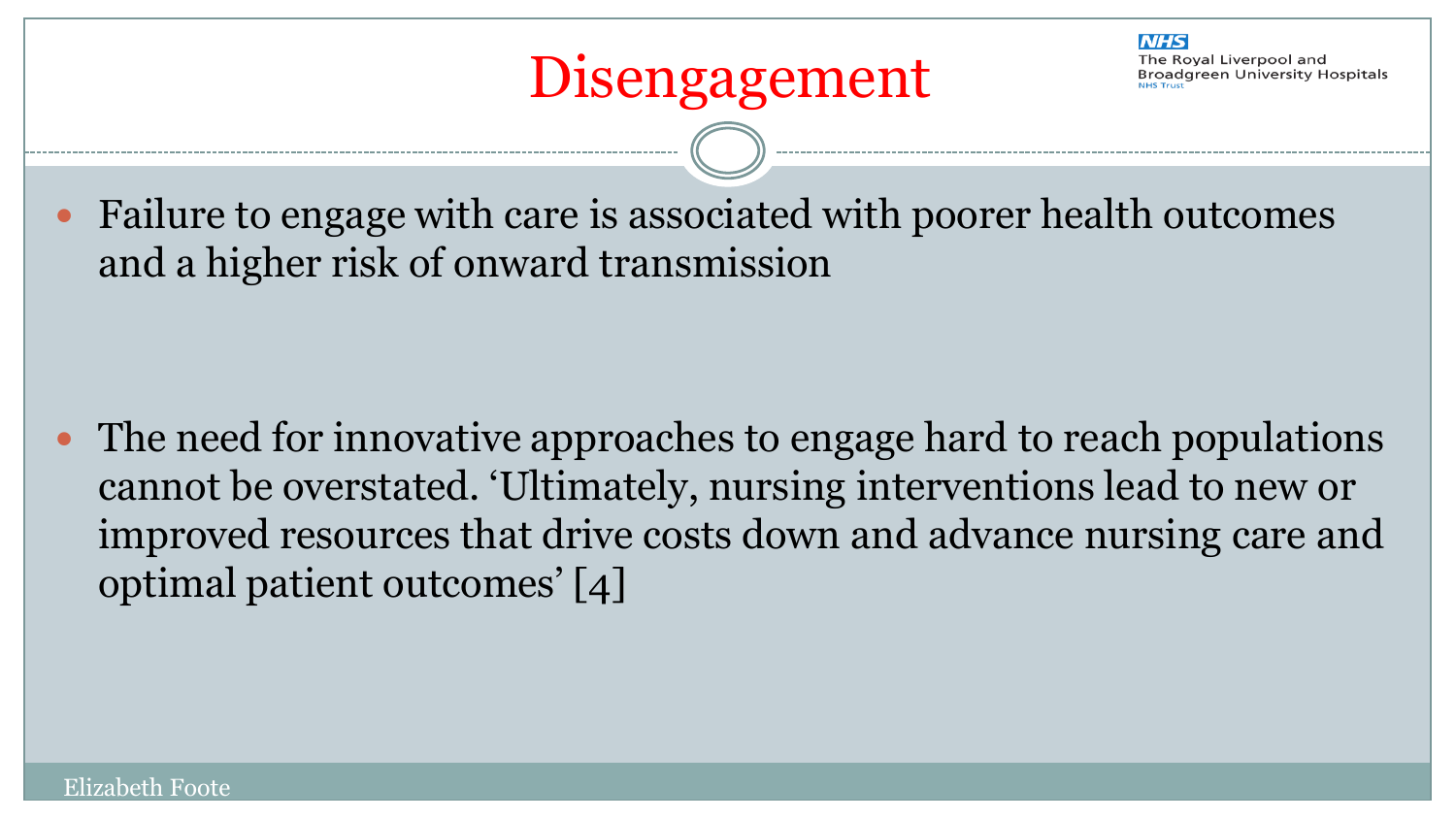# Disengagement

- Failure to engage with care is associated with poorer health outcomes and a higher risk of onward transmission
- The need for innovative approaches to engage hard to reach populations cannot be overstated. 'Ultimately, nursing interventions lead to new or improved resources that drive costs down and advance nursing care and optimal patient outcomes' [4]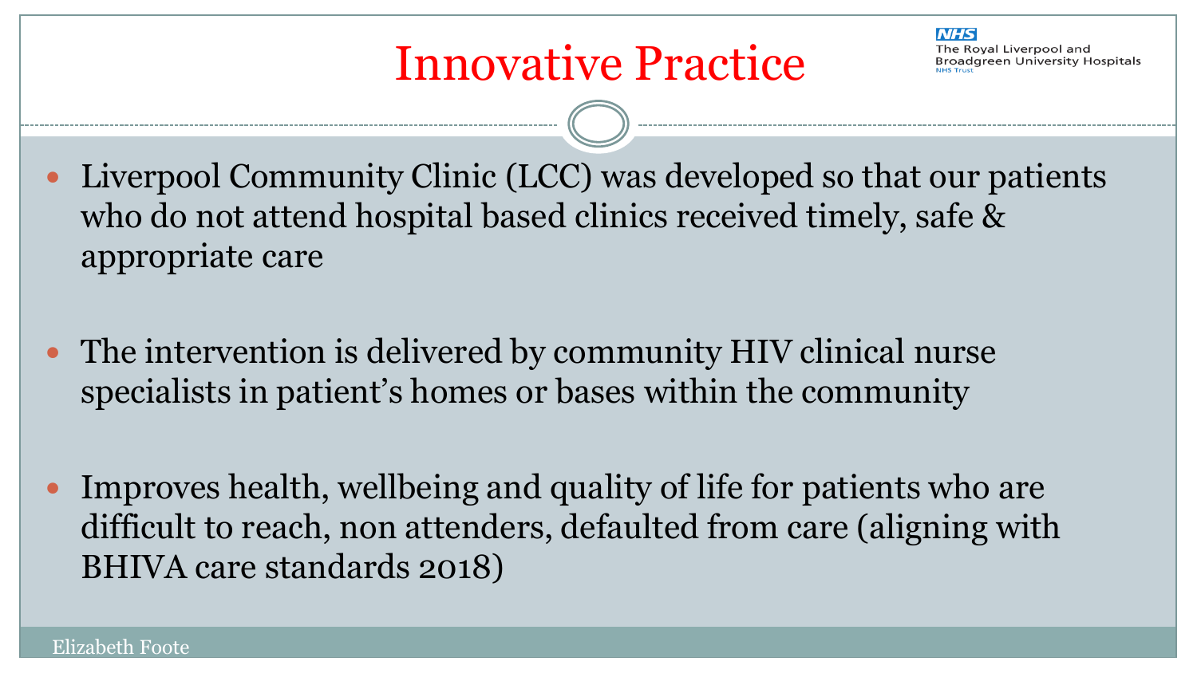# Innovative Practice

- Liverpool Community Clinic (LCC) was developed so that our patients who do not attend hospital based clinics received timely, safe & appropriate care
- The intervention is delivered by community HIV clinical nurse specialists in patient's homes or bases within the community
- Improves health, wellbeing and quality of life for patients who are difficult to reach, non attenders, defaulted from care (aligning with BHIVA care standards 2018)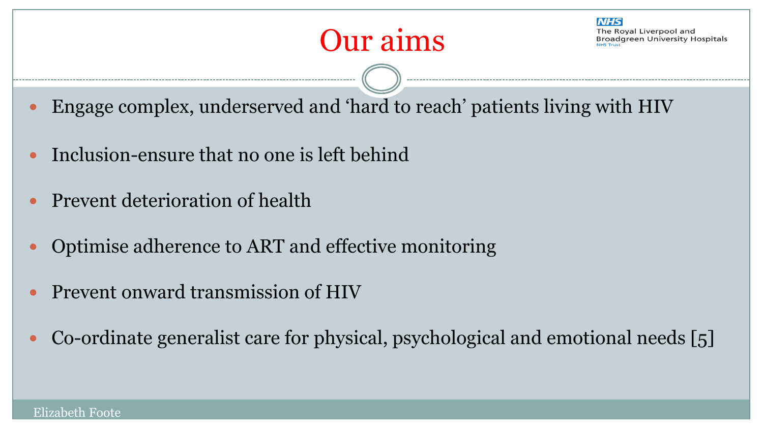# Our aims

- Engage complex, underserved and 'hard to reach' patients living with HIV
- Inclusion-ensure that no one is left behind
- Prevent deterioration of health
- Optimise adherence to ART and effective monitoring
- Prevent onward transmission of HIV
- Co-ordinate generalist care for physical, psychological and emotional needs [5]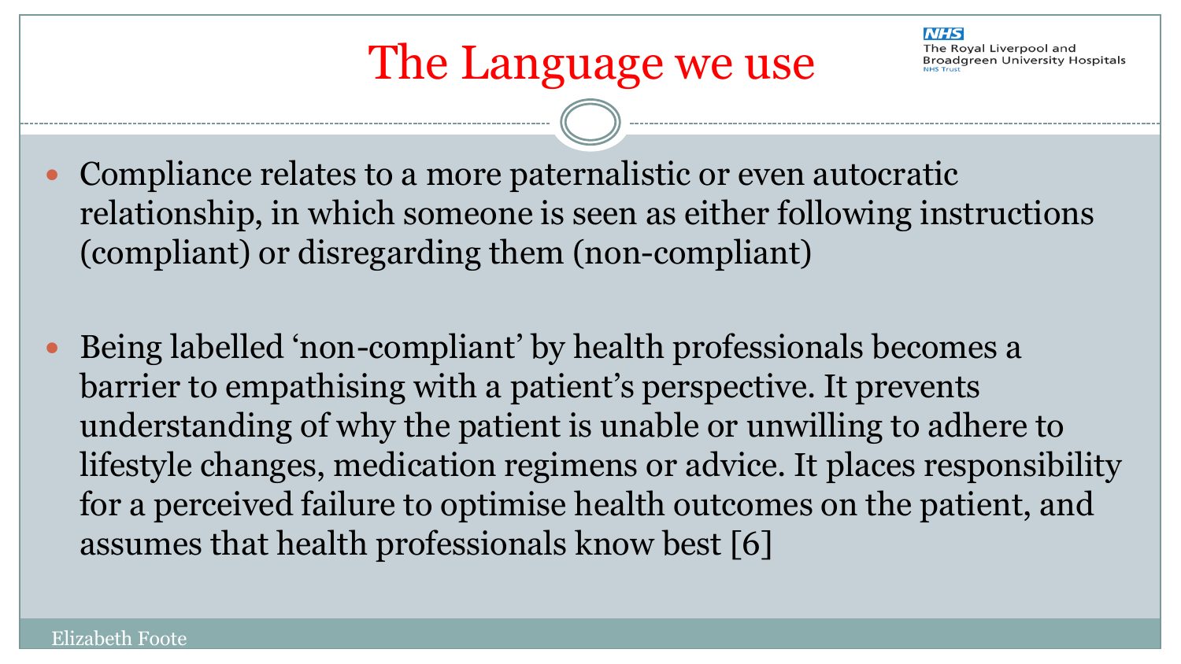# The Language we use

- Compliance relates to a more paternalistic or even autocratic relationship, in which someone is seen as either following instructions (compliant) or disregarding them (non-compliant)

- Being labelled 'non-compliant' by health professionals becomes a barrier to empathising with a patient's perspective. It prevents understanding of why the patient is unable or unwilling to adhere to lifestyle changes, medication regimens or advice. It places responsibility for a perceived failure to optimise health outcomes on the patient, and assumes that health professionals know best [6]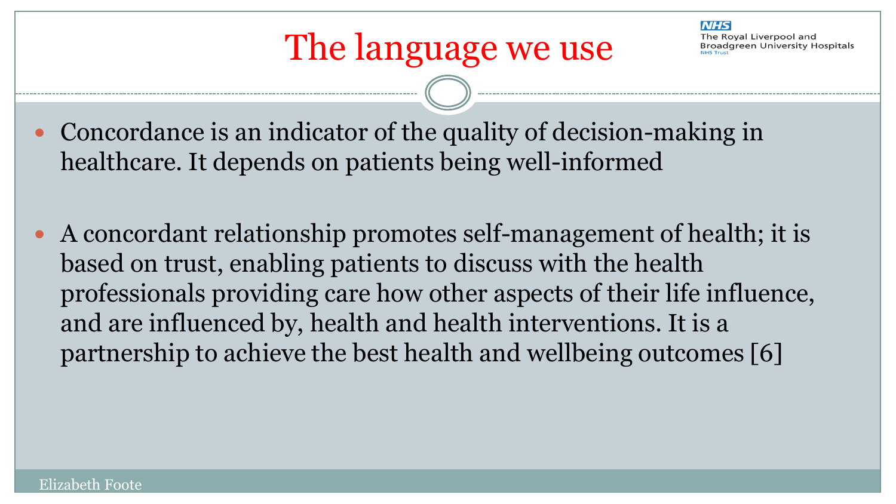# The language we use

- Concordance is an indicator of the quality of decision-making in healthcare. It depends on patients being well-informed
- A concordant relationship promotes self-management of health; it is based on trust, enabling patients to discuss with the health professionals providing care how other aspects of their life influence, and are influenced by, health and health interventions. It is a partnership to achieve the best health and wellbeing outcomes [6]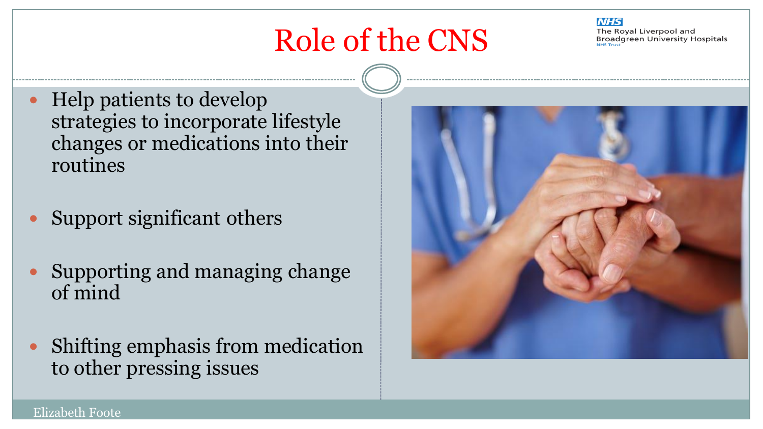# Role of the CNS

- Help patients to develop strategies to incorporate lifestyle changes or medications into their routines
- Support significant others
- Supporting and managing change of mind
- Shifting emphasis from medication to other pressing issues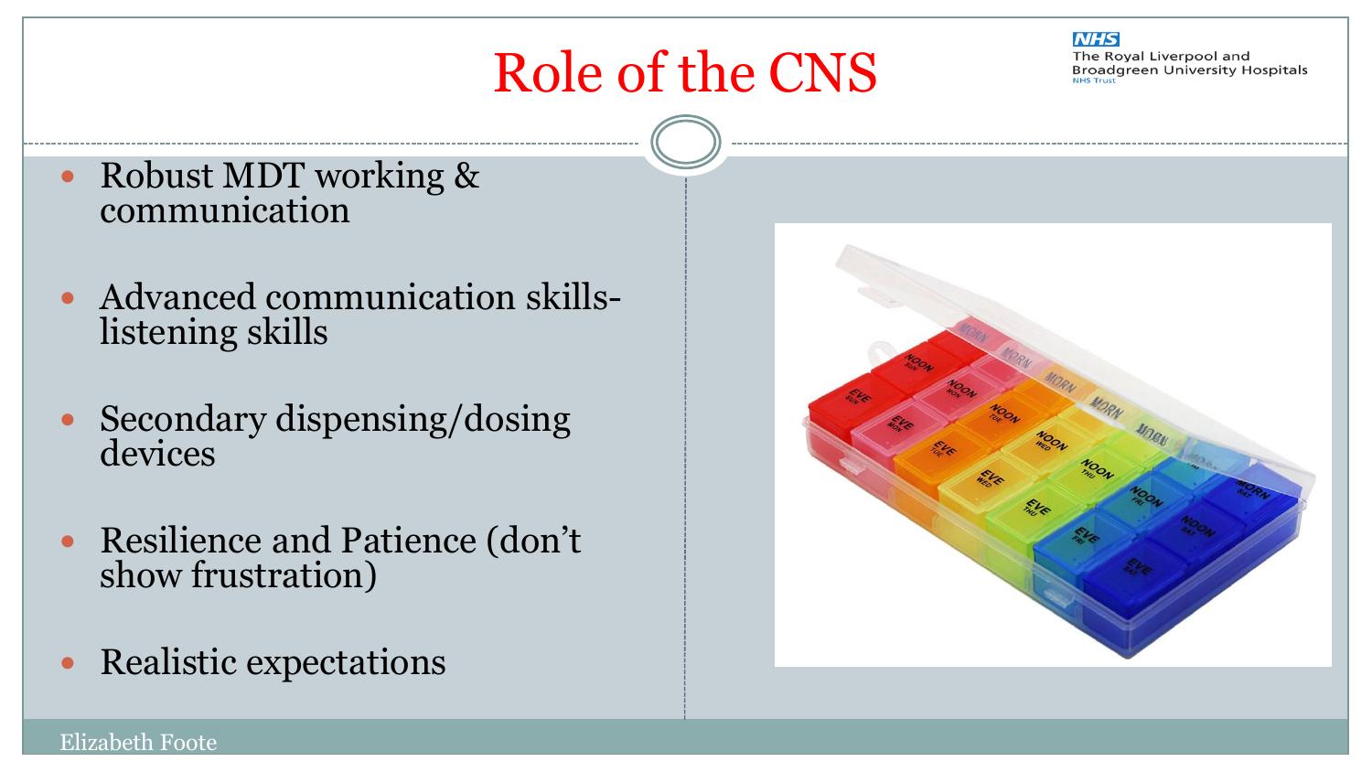# Role of the CNS

- Robust MDT working & communication
- Advanced communication skills- listening skills
- Secondary dispensing/dosing devices
- Resilience and Patience (don't show frustration)
- Realistic expectations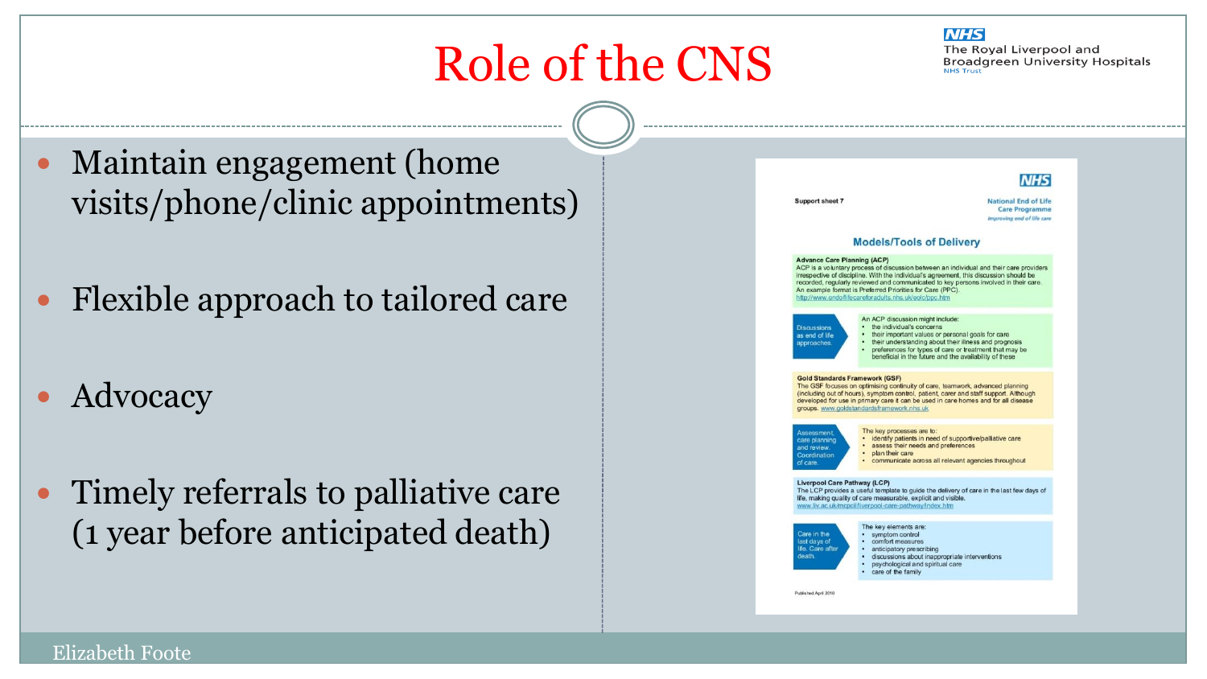# Role of the CNS

The Royal Liverpool and Broadgreen University Hospitals NHS Trust

- Maintain engagement (home visits/phone/clinic appointments)
- Flexible approach to tailored care
- Advocacy
- Timely referrals to palliative care (1 year before anticipated death)

Support sheet 7

National End of Life Care Programme
*Improving end of life care*

## Models/Tools of Delivery

**Advance Care Planning (ACP)**
ACP is a voluntary process of discussion between an individual and their care providers irrespective of discipline. With the individual's agreement, this discussion should be recorded, regularly reviewed and communicated to key persons involved in their care. An example format is Preferred Priorities for Care (PPC).
http://www.endoflifecareforadults.nhs.uk/eolc/ppc.htm

Discussions as end of life approaches.

An ACP discussion might include:
- the individual's concerns
- their important values or personal goals for care
- their understanding about their illness and prognosis
- preferences for types of care or treatment that may be beneficial in the future and the availability of these

**Gold Standards Framework (GSF)**
The GSF focuses on optimising continuity of care, teamwork, advanced planning (including out of hours), symptom control, patient, carer and staff support. Although developed for use in primary care it can be used in care homes and for all disease groups. www.goldstandardsframework.nhs.uk

Assessment, care planning and review. Coordination of care.

The key processes are to:
- identify patients in need of supportive/palliative care
- assess their needs and preferences
- plan their care
- communicate across all relevant agencies throughout

**Liverpool Care Pathway (LCP)**
The LCP provides a useful template to guide the delivery of care in the last few days of life, making quality of care measurable, explicit and visible.
www.liv.ac.uk/mcpcil/liverpool-care-pathway/index.htm

Care in the last days of life. Care after death.

The key elements are:
- symptom control
- comfort measures
- anticipatory prescribing
- discussions about inappropriate interventions
- psychological and spiritual care
- care of the family

Published April 2010

Elizabeth Foote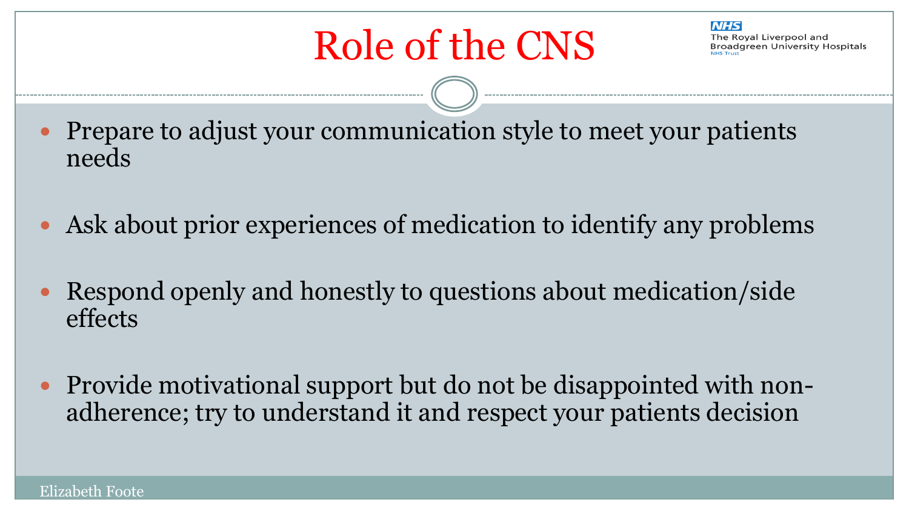# Role of the CNS

- Prepare to adjust your communication style to meet your patients needs
- Ask about prior experiences of medication to identify any problems
- Respond openly and honestly to questions about medication/side effects
- Provide motivational support but do not be disappointed with non-adherence; try to understand it and respect your patients decision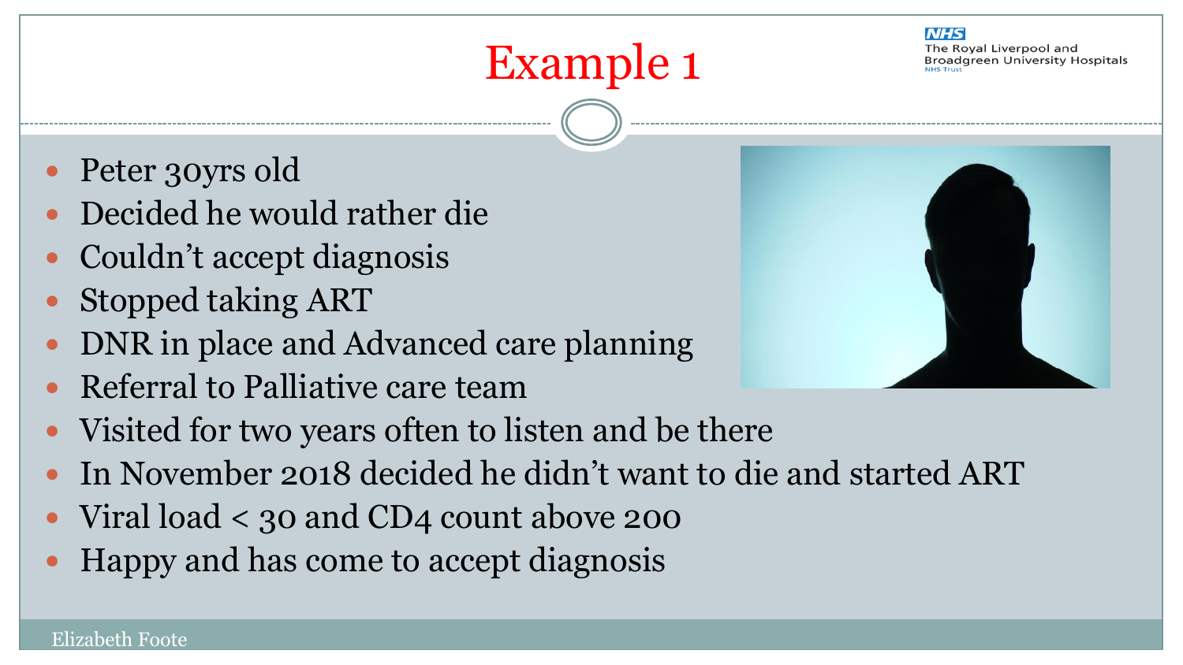# Example 1

- Peter 30yrs old
- Decided he would rather die
- Couldn't accept diagnosis
- Stopped taking ART
- DNR in place and Advanced care planning
- Referral to Palliative care team
- Visited for two years often to listen and be there
- In November 2018 decided he didn't want to die and started ART
- Viral load < 30 and CD4 count above 200
- Happy and has come to accept diagnosis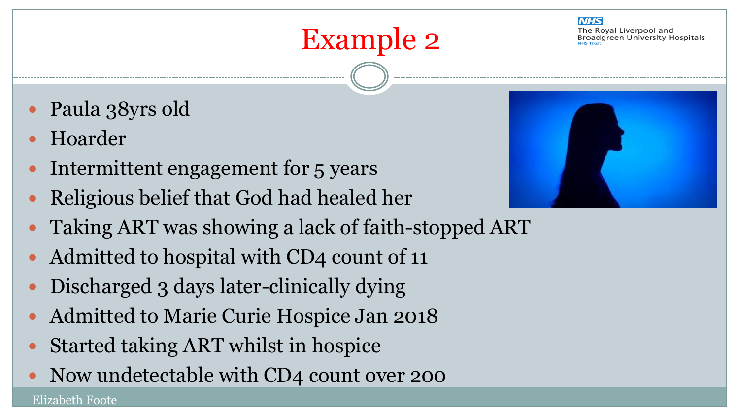# Example 2

- Paula 38yrs old
- Hoarder
- Intermittent engagement for 5 years
- Religious belief that God had healed her
- Taking ART was showing a lack of faith-stopped ART
- Admitted to hospital with CD4 count of 11
- Discharged 3 days later-clinically dying
- Admitted to Marie Curie Hospice Jan 2018
- Started taking ART whilst in hospice
- Now undetectable with CD4 count over 200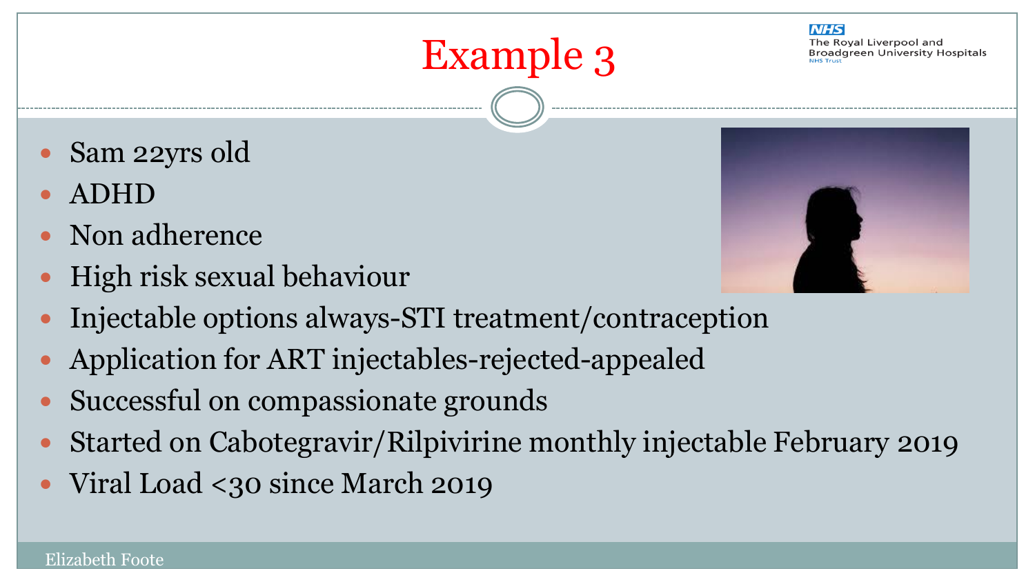# Example 3

- Sam 22yrs old
- ADHD
- Non adherence
- High risk sexual behaviour
- Injectable options always-STI treatment/contraception
- Application for ART injectables-rejected-appealed
- Successful on compassionate grounds
- Started on Cabotegravir/Rilpivirine monthly injectable February 2019
- Viral Load <30 since March 2019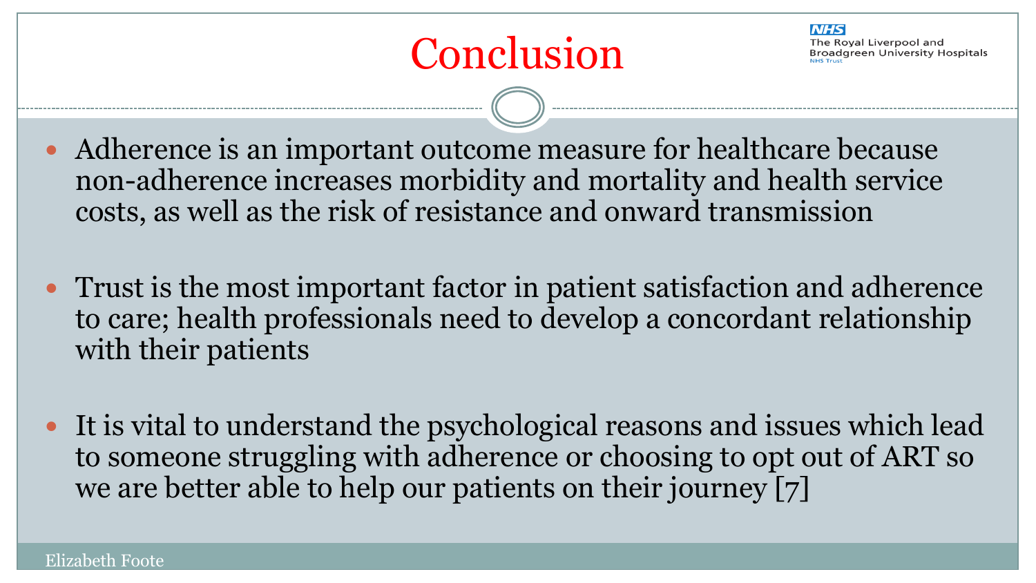# Conclusion

- Adherence is an important outcome measure for healthcare because non-adherence increases morbidity and mortality and health service costs, as well as the risk of resistance and onward transmission
- Trust is the most important factor in patient satisfaction and adherence to care; health professionals need to develop a concordant relationship with their patients
- It is vital to understand the psychological reasons and issues which lead to someone struggling with adherence or choosing to opt out of ART so we are better able to help our patients on their journey [7]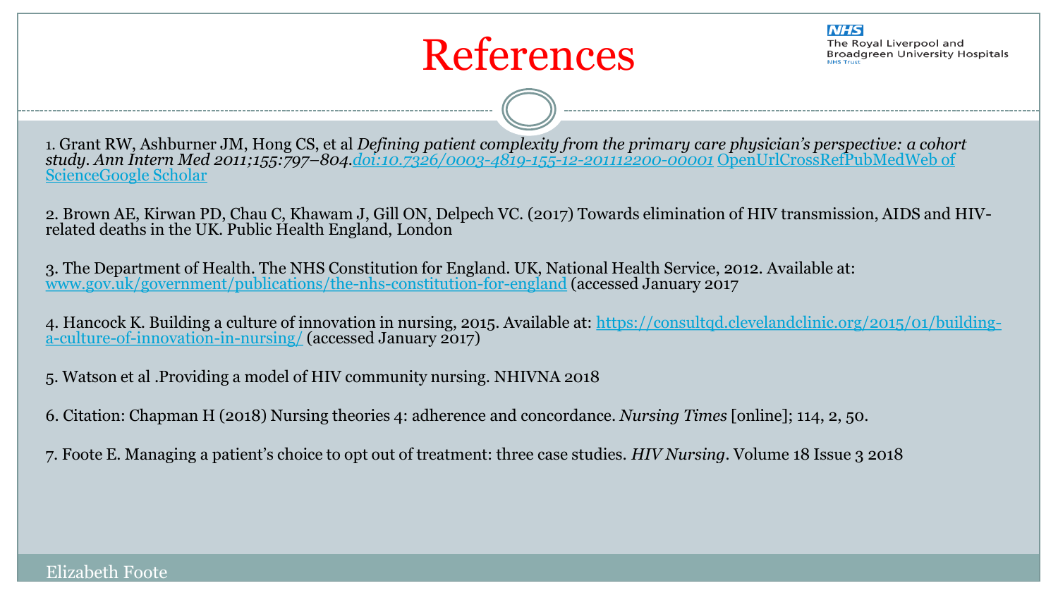# References

1. Grant RW, Ashburner JM, Hong CS, et al *Defining patient complexity from the primary care physician's perspective: a cohort study. Ann Intern Med 2011;155:797–804.doi:10.7326/0003-4819-155-12-201112200-00001* OpenUrlCrossRefPubMedWeb of ScienceGoogle Scholar

2. Brown AE, Kirwan PD, Chau C, Khawam J, Gill ON, Delpech VC. (2017) Towards elimination of HIV transmission, AIDS and HIV-related deaths in the UK. Public Health England, London

3. The Department of Health. The NHS Constitution for England. UK, National Health Service, 2012. Available at: www.gov.uk/government/publications/the-nhs-constitution-for-england (accessed January 2017

4. Hancock K. Building a culture of innovation in nursing, 2015. Available at: https://consultqd.clevelandclinic.org/2015/01/building-a-culture-of-innovation-in-nursing/ (accessed January 2017)

5. Watson et al .Providing a model of HIV community nursing. NHIVNA 2018

6. Citation: Chapman H (2018) Nursing theories 4: adherence and concordance. *Nursing Times* [online]; 114, 2, 50.

7. Foote E. Managing a patient's choice to opt out of treatment: three case studies. *HIV Nursing*. Volume 18 Issue 3 2018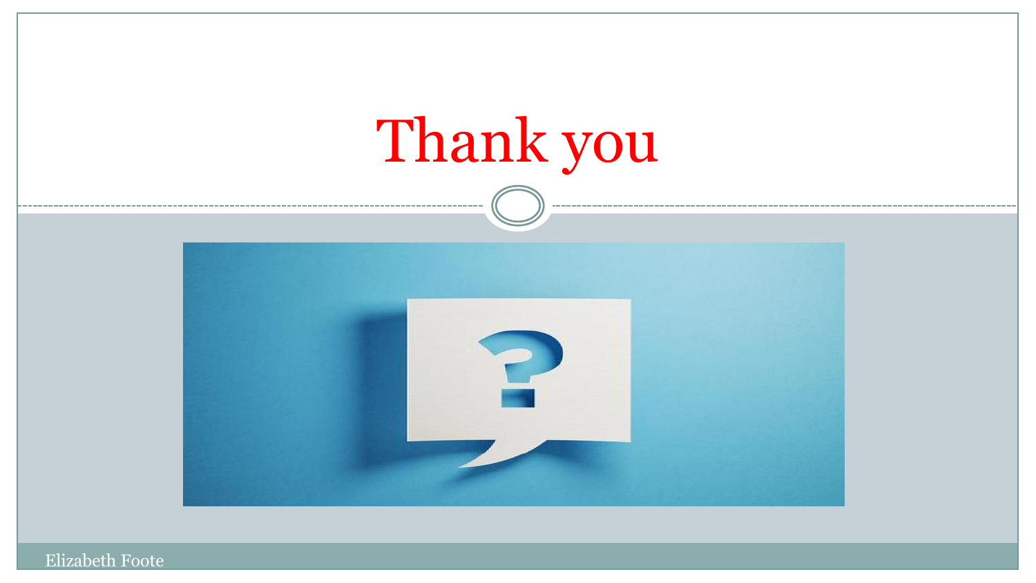# Thank you